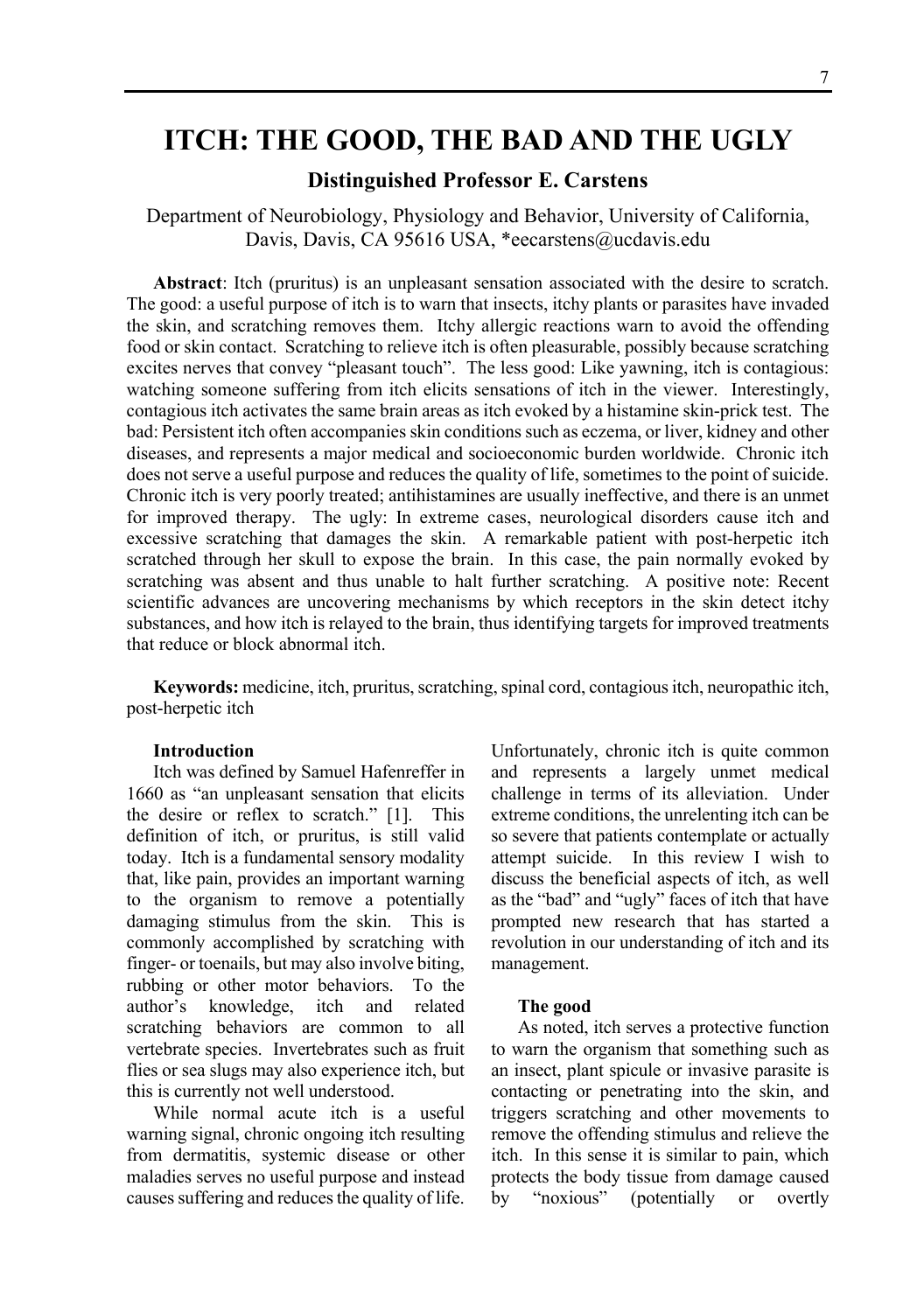# ITCH: THE GOOD, THE BAD AND THE UGLY

**Distinguished Professor E. Carstens**

Department of Neurobiology, Physiology and Behavior, University of California, Davis, Davis, CA 95616 USA, *eecarstens@ucdavis.edu

**Abstract**: Itch (pruritus) is an unpleasant sensation associated with the desire to scratch. The good: a useful purpose of itch is to warn that insects, itchy plants or parasites have invaded the skin, and scratching removes them. Itchy allergic reactions warn to avoid the offending food or skin contact. Scratching to relieve itch is often pleasurable, possibly because scratching excites nerves that convey "pleasant touch". The less good: Like yawning, itch is contagious: watching someone suffering from itch elicits sensations of itch in the viewer. Interestingly, contagious itch activates the same brain areas as itch evoked by a histamine skin-prick test. The bad: Persistent itch often accompanies skin conditions such as eczema, or liver, kidney and other diseases, and represents a major medical and socioeconomic burden worldwide. Chronic itch does not serve a useful purpose and reduces the quality of life, sometimes to the point of suicide. Chronic itch is very poorly treated; antihistamines are usually ineffective, and there is an unmet for improved therapy. The ugly: In extreme cases, neurological disorders cause itch and excessive scratching that damages the skin. A remarkable patient with post-herpetic itch scratched through her skull to expose the brain. In this case, the pain normally evoked by scratching was absent and thus unable to halt further scratching. A positive note: Recent scientific advances are uncovering mechanisms by which receptors in the skin detect itchy substances, and how itch is relayed to the brain, thus identifying targets for improved treatments that reduce or block abnormal itch.

**Keywords:** medicine, itch, pruritus, scratching, spinal cord, contagious itch, neuropathic itch, post-herpetic itch

### Introduction

Itch was defined by Samuel Hafenreffer in 1660 as "an unpleasant sensation that elicits the desire or reflex to scratch." [1]. This definition of itch, or pruritus, is still valid today. Itch is a fundamental sensory modality that, like pain, provides an important warning to the organism to remove a potentially damaging stimulus from the skin. This is commonly accomplished by scratching with finger- or toenails, but may also involve biting, rubbing or other motor behaviors. To the author's knowledge, itch and related scratching behaviors are common to all vertebrate species. Invertebrates such as fruit flies or sea slugs may also experience itch, but this is currently not well understood.

While normal acute itch is a useful warning signal, chronic ongoing itch resulting from dermatitis, systemic disease or other maladies serves no useful purpose and instead causes suffering and reduces the quality of life. Unfortunately, chronic itch is quite common and represents a largely unmet medical challenge in terms of its alleviation. Under extreme conditions, the unrelenting itch can be so severe that patients contemplate or actually attempt suicide. In this review I wish to discuss the beneficial aspects of itch, as well as the "bad" and "ugly" faces of itch that have prompted new research that has started a revolution in our understanding of itch and its management.

### The good

As noted, itch serves a protective function to warn the organism that something such as an insect, plant spicule or invasive parasite is contacting or penetrating into the skin, and triggers scratching and other movements to remove the offending stimulus and relieve the itch. In this sense it is similar to pain, which protects the body tissue from damage caused by "noxious" (potentially or overtly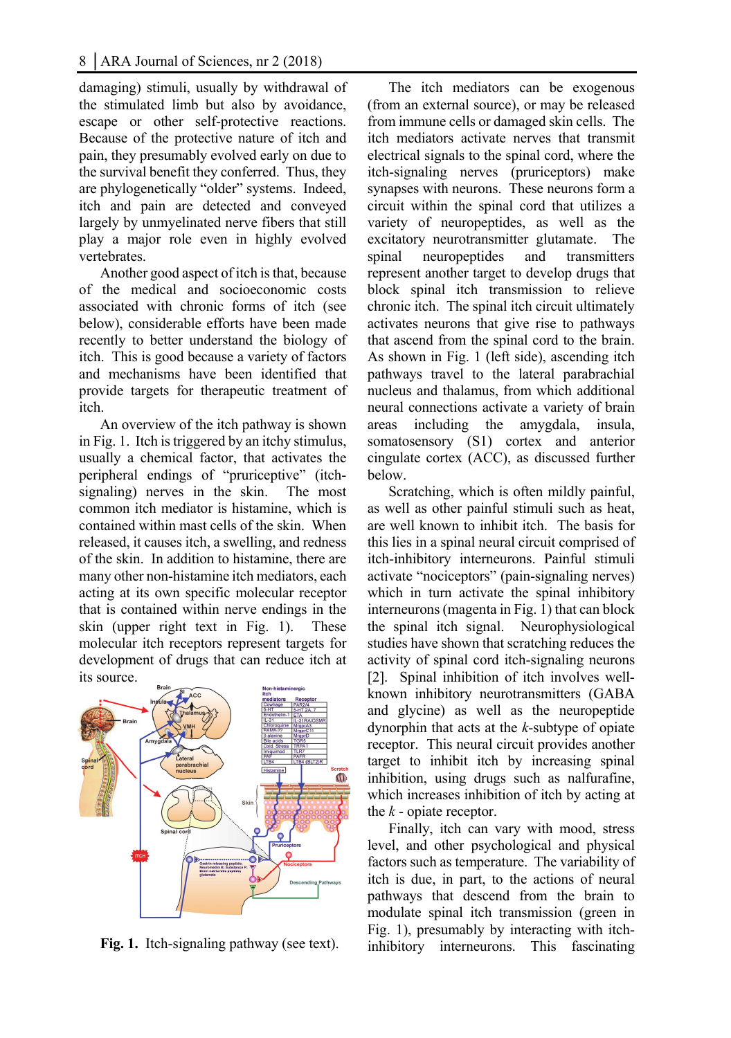damaging) stimuli, usually by withdrawal of the stimulated limb but also by avoidance, escape or other self-protective reactions. Because of the protective nature of itch and pain, they presumably evolved early on due to the survival benefit they conferred. Thus, they are phylogenetically "older" systems. Indeed, itch and pain are detected and conveyed largely by unmyelinated nerve fibers that still play a major role even in highly evolved vertebrates.

Another good aspect of itch is that, because of the medical and socioeconomic costs associated with chronic forms of itch (see below), considerable efforts have been made recently to better understand the biology of itch. This is good because a variety of factors and mechanisms have been identified that provide targets for therapeutic treatment of itch.

An overview of the itch pathway is shown in Fig. 1. Itch is triggered by an itchy stimulus, usually a chemical factor, that activates the peripheral endings of "pruriceptive" (itch-signaling) nerves in the skin. The most common itch mediator is histamine, which is contained within mast cells of the skin. When released, it causes itch, a swelling, and redness of the skin. In addition to histamine, there are many other non-histamine itch mediators, each acting at its own specific molecular receptor that is contained within nerve endings in the skin (upper right text in Fig. 1). These molecular itch receptors represent targets for development of drugs that can reduce itch at its source.

**Fig. 1.** Itch-signaling pathway (see text).

The itch mediators can be exogenous (from an external source), or may be released from immune cells or damaged skin cells. The itch mediators activate nerves that transmit electrical signals to the spinal cord, where the itch-signaling nerves (pruriceptors) make synapses with neurons. These neurons form a circuit within the spinal cord that utilizes a variety of neuropeptides, as well as the excitatory neurotransmitter glutamate. The spinal neuropeptides and transmitters represent another target to develop drugs that block spinal itch transmission to relieve chronic itch. The spinal itch circuit ultimately activates neurons that give rise to pathways that ascend from the spinal cord to the brain. As shown in Fig. 1 (left side), ascending itch pathways travel to the lateral parabrachial nucleus and thalamus, from which additional neural connections activate a variety of brain areas including the amygdala, insula, somatosensory (S1) cortex and anterior cingulate cortex (ACC), as discussed further below.

Scratching, which is often mildly painful, as well as other painful stimuli such as heat, are well known to inhibit itch. The basis for this lies in a spinal neural circuit comprised of itch-inhibitory interneurons. Painful stimuli activate "nociceptors" (pain-signaling nerves) which in turn activate the spinal inhibitory interneurons (magenta in Fig. 1) that can block the spinal itch signal. Neurophysiological studies have shown that scratching reduces the activity of spinal cord itch-signaling neurons [2]. Spinal inhibition of itch involves well-known inhibitory neurotransmitters (GABA and glycine) as well as the neuropeptide dynorphin that acts at the *k*-subtype of opiate receptor. This neural circuit provides another target to inhibit itch by increasing spinal inhibition, using drugs such as nalfurafine, which increases inhibition of itch by acting at the *k* - opiate receptor.

Finally, itch can vary with mood, stress level, and other psychological and physical factors such as temperature. The variability of itch is due, in part, to the actions of neural pathways that descend from the brain to modulate spinal itch transmission (green in Fig. 1), presumably by interacting with itch-inhibitory interneurons. This fascinating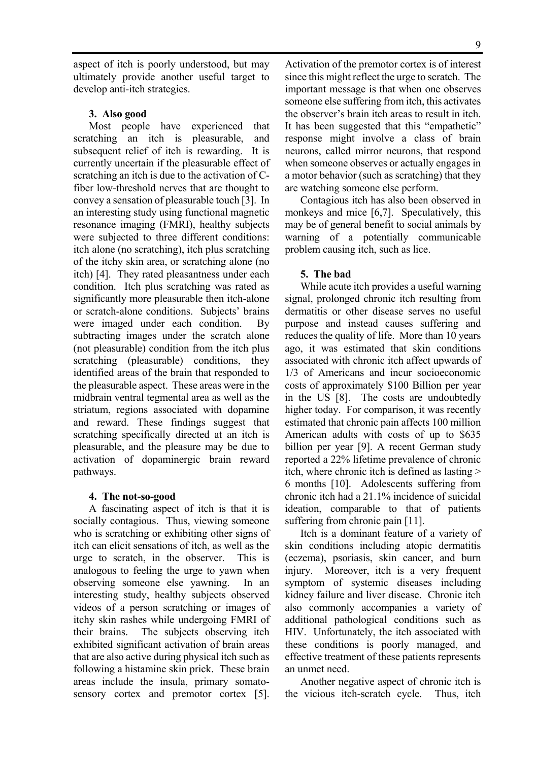aspect of itch is poorly understood, but may ultimately provide another useful target to develop anti-itch strategies.

### 3. Also good

Most people have experienced that scratching an itch is pleasurable, and subsequent relief of itch is rewarding. It is currently uncertain if the pleasurable effect of scratching an itch is due to the activation of C-fiber low-threshold nerves that are thought to convey a sensation of pleasurable touch [3]. In an interesting study using functional magnetic resonance imaging (FMRI), healthy subjects were subjected to three different conditions: itch alone (no scratching), itch plus scratching of the itchy skin area, or scratching alone (no itch) [4]. They rated pleasantness under each condition. Itch plus scratching was rated as significantly more pleasurable then itch-alone or scratch-alone conditions. Subjects' brains were imaged under each condition. By subtracting images under the scratch alone (not pleasurable) condition from the itch plus scratching (pleasurable) conditions, they identified areas of the brain that responded to the pleasurable aspect. These areas were in the midbrain ventral tegmental area as well as the striatum, regions associated with dopamine and reward. These findings suggest that scratching specifically directed at an itch is pleasurable, and the pleasure may be due to activation of dopaminergic brain reward pathways.

### 4. The not-so-good

A fascinating aspect of itch is that it is socially contagious. Thus, viewing someone who is scratching or exhibiting other signs of itch can elicit sensations of itch, as well as the urge to scratch, in the observer. This is analogous to feeling the urge to yawn when observing someone else yawning. In an interesting study, healthy subjects observed videos of a person scratching or images of itchy skin rashes while undergoing FMRI of their brains. The subjects observing itch exhibited significant activation of brain areas that are also active during physical itch such as following a histamine skin prick. These brain areas include the insula, primary somato-sensory cortex and premotor cortex [5]. Activation of the premotor cortex is of interest since this might reflect the urge to scratch. The important message is that when one observes someone else suffering from itch, this activates the observer's brain itch areas to result in itch. It has been suggested that this "empathetic" response might involve a class of brain neurons, called mirror neurons, that respond when someone observes or actually engages in a motor behavior (such as scratching) that they are watching someone else perform.

Contagious itch has also been observed in monkeys and mice [6,7]. Speculatively, this may be of general benefit to social animals by warning of a potentially communicable problem causing itch, such as lice.

### 5. The bad

While acute itch provides a useful warning signal, prolonged chronic itch resulting from dermatitis or other disease serves no useful purpose and instead causes suffering and reduces the quality of life. More than 10 years ago, it was estimated that skin conditions associated with chronic itch affect upwards of 1/3 of Americans and incur socioeconomic costs of approximately $100 Billion per year in the US [8]. The costs are undoubtedly higher today. For comparison, it was recently estimated that chronic pain affects 100 million American adults with costs of up to $635 billion per year [9]. A recent German study reported a 22% lifetime prevalence of chronic itch, where chronic itch is defined as lasting > 6 months [10]. Adolescents suffering from chronic itch had a 21.1% incidence of suicidal ideation, comparable to that of patients suffering from chronic pain [11].

Itch is a dominant feature of a variety of skin conditions including atopic dermatitis (eczema), psoriasis, skin cancer, and burn injury. Moreover, itch is a very frequent symptom of systemic diseases including kidney failure and liver disease. Chronic itch also commonly accompanies a variety of additional pathological conditions such as HIV. Unfortunately, the itch associated with these conditions is poorly managed, and effective treatment of these patients represents an unmet need.

Another negative aspect of chronic itch is the vicious itch-scratch cycle. Thus, itch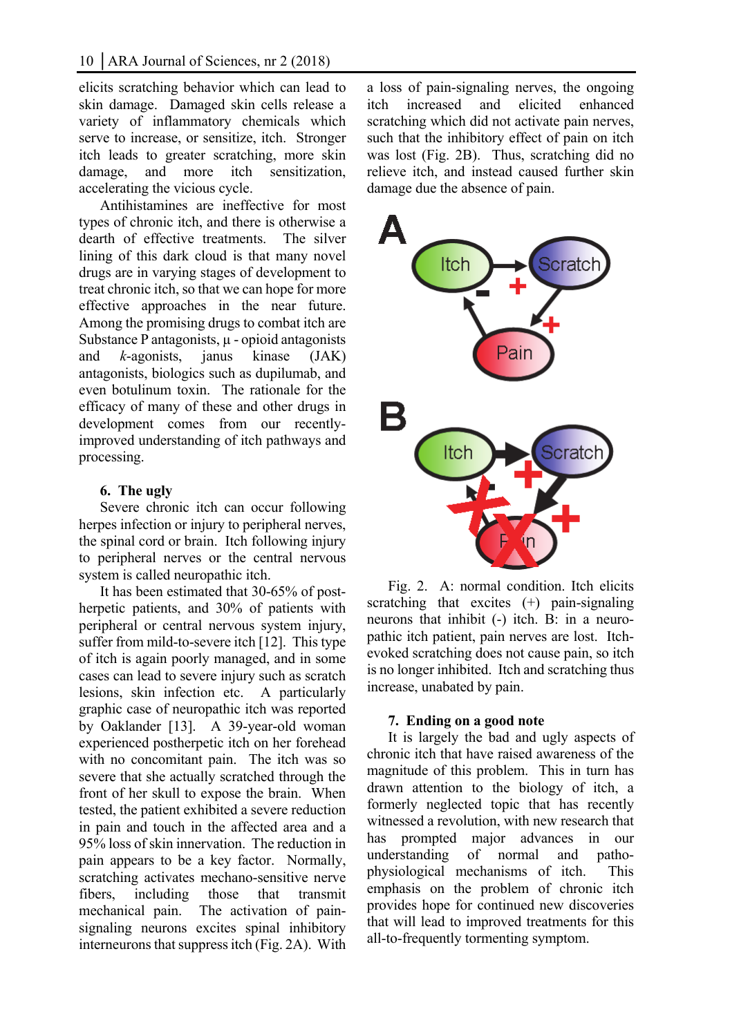elicits scratching behavior which can lead to skin damage. Damaged skin cells release a variety of inflammatory chemicals which serve to increase, or sensitize, itch. Stronger itch leads to greater scratching, more skin damage, and more itch sensitization, accelerating the vicious cycle.

Antihistamines are ineffective for most types of chronic itch, and there is otherwise a dearth of effective treatments. The silver lining of this dark cloud is that many novel drugs are in varying stages of development to treat chronic itch, so that we can hope for more effective approaches in the near future. Among the promising drugs to combat itch are Substance P antagonists, μ - opioid antagonists and *k*-agonists, janus kinase (JAK) antagonists, biologics such as dupilumab, and even botulinum toxin. The rationale for the efficacy of many of these and other drugs in development comes from our recently-improved understanding of itch pathways and processing.

## 6. The ugly

Severe chronic itch can occur following herpes infection or injury to peripheral nerves, the spinal cord or brain. Itch following injury to peripheral nerves or the central nervous system is called neuropathic itch.

It has been estimated that 30-65% of post-herpetic patients, and 30% of patients with peripheral or central nervous system injury, suffer from mild-to-severe itch [12]. This type of itch is again poorly managed, and in some cases can lead to severe injury such as scratch lesions, skin infection etc. A particularly graphic case of neuropathic itch was reported by Oaklander [13]. A 39-year-old woman experienced postherpetic itch on her forehead with no concomitant pain. The itch was so severe that she actually scratched through the front of her skull to expose the brain. When tested, the patient exhibited a severe reduction in pain and touch in the affected area and a 95% loss of skin innervation. The reduction in pain appears to be a key factor. Normally, scratching activates mechano-sensitive nerve fibers, including those that transmit mechanical pain. The activation of pain-signaling neurons excites spinal inhibitory interneurons that suppress itch (Fig. 2A). With a loss of pain-signaling nerves, the ongoing itch increased and elicited enhanced scratching which did not activate pain nerves, such that the inhibitory effect of pain on itch was lost (Fig. 2B). Thus, scratching did no relieve itch, and instead caused further skin damage due the absence of pain.

Fig. 2. A: normal condition. Itch elicits scratching that excites (+) pain-signaling neurons that inhibit (-) itch. B: in a neuro-pathic itch patient, pain nerves are lost. Itch-evoked scratching does not cause pain, so itch is no longer inhibited. Itch and scratching thus increase, unabated by pain.

## 7. Ending on a good note

It is largely the bad and ugly aspects of chronic itch that have raised awareness of the magnitude of this problem. This in turn has drawn attention to the biology of itch, a formerly neglected topic that has recently witnessed a revolution, with new research that has prompted major advances in our understanding of normal and patho-physiological mechanisms of itch. This emphasis on the problem of chronic itch provides hope for continued new discoveries that will lead to improved treatments for this all-to-frequently tormenting symptom.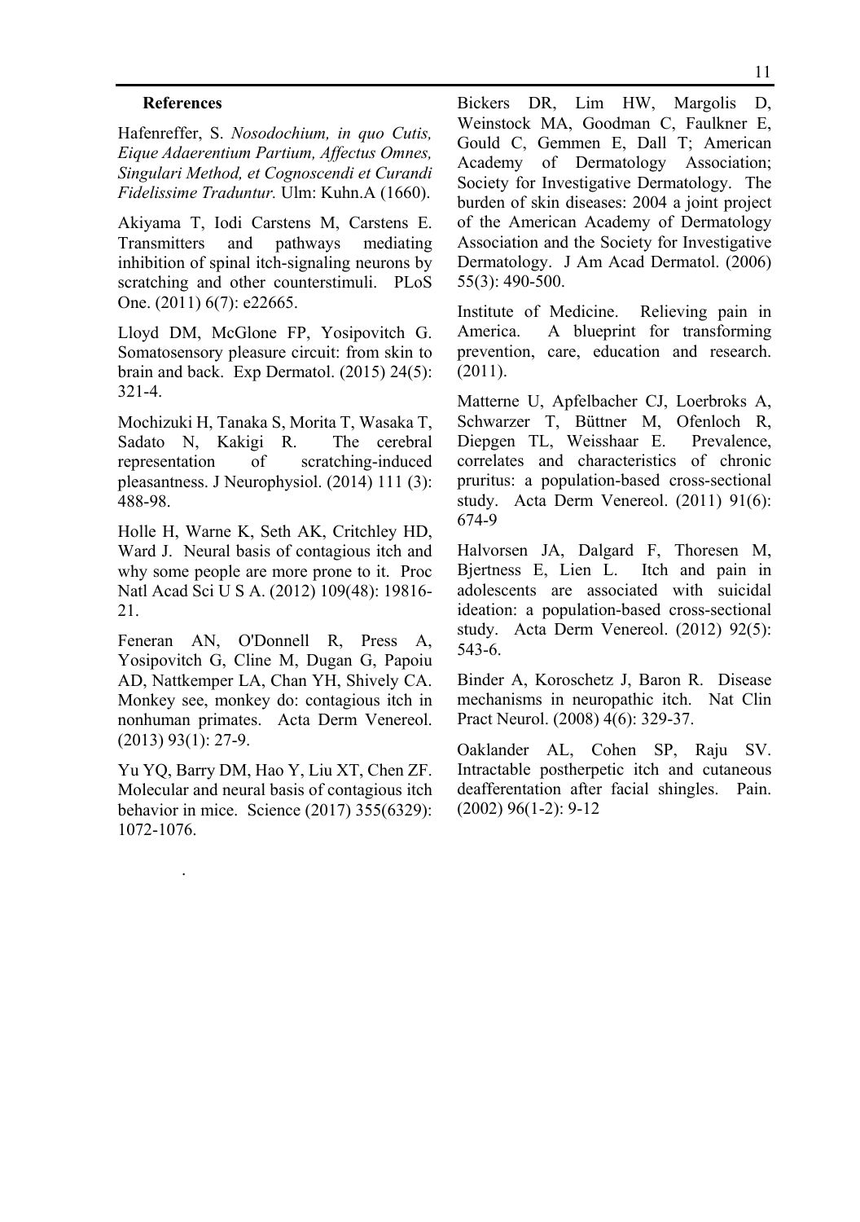**References**

Hafenreffer, S. *Nosodochium, in quo Cutis, Eique Adaerentium Partium, Affectus Omnes, Singulari Method, et Cognoscendi et Curandi Fidelissime Traduntur.* Ulm: Kuhn.A (1660).

Akiyama T, Iodi Carstens M, Carstens E. Transmitters and pathways mediating inhibition of spinal itch-signaling neurons by scratching and other counterstimuli. PLoS One. (2011) 6(7): e22665.

Lloyd DM, McGlone FP, Yosipovitch G. Somatosensory pleasure circuit: from skin to brain and back. Exp Dermatol. (2015) 24(5): 321-4.

Mochizuki H, Tanaka S, Morita T, Wasaka T, Sadato N, Kakigi R. The cerebral representation of scratching-induced pleasantness. J Neurophysiol. (2014) 111 (3): 488-98.

Holle H, Warne K, Seth AK, Critchley HD, Ward J. Neural basis of contagious itch and why some people are more prone to it. Proc Natl Acad Sci U S A. (2012) 109(48): 19816-21.

Feneran AN, O'Donnell R, Press A, Yosipovitch G, Cline M, Dugan G, Papoiu AD, Nattkemper LA, Chan YH, Shively CA. Monkey see, monkey do: contagious itch in nonhuman primates. Acta Derm Venereol. (2013) 93(1): 27-9.

Yu YQ, Barry DM, Hao Y, Liu XT, Chen ZF. Molecular and neural basis of contagious itch behavior in mice. Science (2017) 355(6329): 1072-1076.

Bickers DR, Lim HW, Margolis D, Weinstock MA, Goodman C, Faulkner E, Gould C, Gemmen E, Dall T; American Academy of Dermatology Association; Society for Investigative Dermatology. The burden of skin diseases: 2004 a joint project of the American Academy of Dermatology Association and the Society for Investigative Dermatology. J Am Acad Dermatol. (2006) 55(3): 490-500.

Institute of Medicine. Relieving pain in America. A blueprint for transforming prevention, care, education and research. (2011).

Matterne U, Apfelbacher CJ, Loerbroks A, Schwarzer T, Büttner M, Ofenloch R, Diepgen TL, Weisshaar E. Prevalence, correlates and characteristics of chronic pruritus: a population-based cross-sectional study. Acta Derm Venereol. (2011) 91(6): 674-9

Halvorsen JA, Dalgard F, Thoresen M, Bjertness E, Lien L. Itch and pain in adolescents are associated with suicidal ideation: a population-based cross-sectional study. Acta Derm Venereol. (2012) 92(5): 543-6.

Binder A, Koroschetz J, Baron R. Disease mechanisms in neuropathic itch. Nat Clin Pract Neurol. (2008) 4(6): 329-37.

Oaklander AL, Cohen SP, Raju SV. Intractable postherpetic itch and cutaneous deafferentation after facial shingles. Pain. (2002) 96(1-2): 9-12